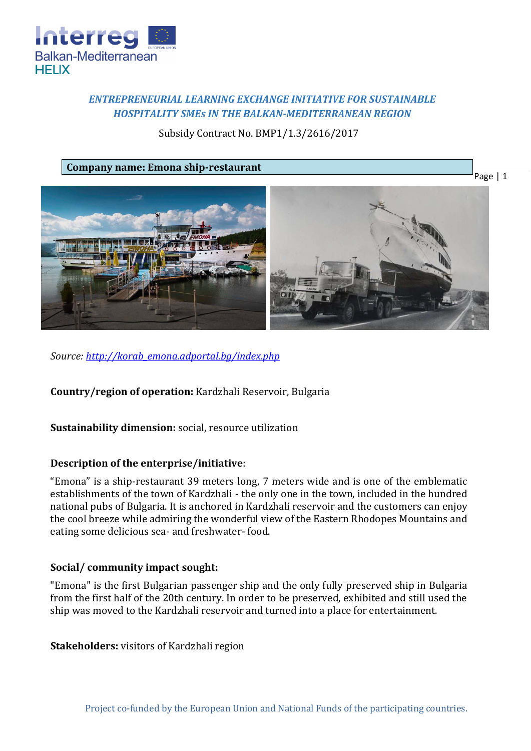*ENTREPRENEURIAL LEARNING EXCHANGE INITIATIVE FOR SUSTAINABLE HOSPITALITY SMEs IN THE BALKAN-MEDITERRANEAN REGION*

Subsidy Contract No. BMP1/1.3/2616/2017

**Company name: Emona ship-restaurant**

*Source: http://korab_emona.adportal.bg/index.php*

**Country/region of operation:** Kardzhali Reservoir, Bulgaria

**Sustainability dimension:** social, resource utilization

**Description of the enterprise/initiative**:

"Emona" is a ship-restaurant 39 meters long, 7 meters wide and is one of the emblematic establishments of the town of Kardzhali - the only one in the town, included in the hundred national pubs of Bulgaria. It is anchored in Kardzhali reservoir and the customers can enjoy the cool breeze while admiring the wonderful view of the Eastern Rhodopes Mountains and eating some delicious sea- and freshwater- food.

**Social/ community impact sought:**

"Emona" is the first Bulgarian passenger ship and the only fully preserved ship in Bulgaria from the first half of the 20th century. In order to be preserved, exhibited and still used the ship was moved to the Kardzhali reservoir and turned into a place for entertainment.

**Stakeholders:** visitors of Kardzhali region

Project co-funded by the European Union and National Funds of the participating countries.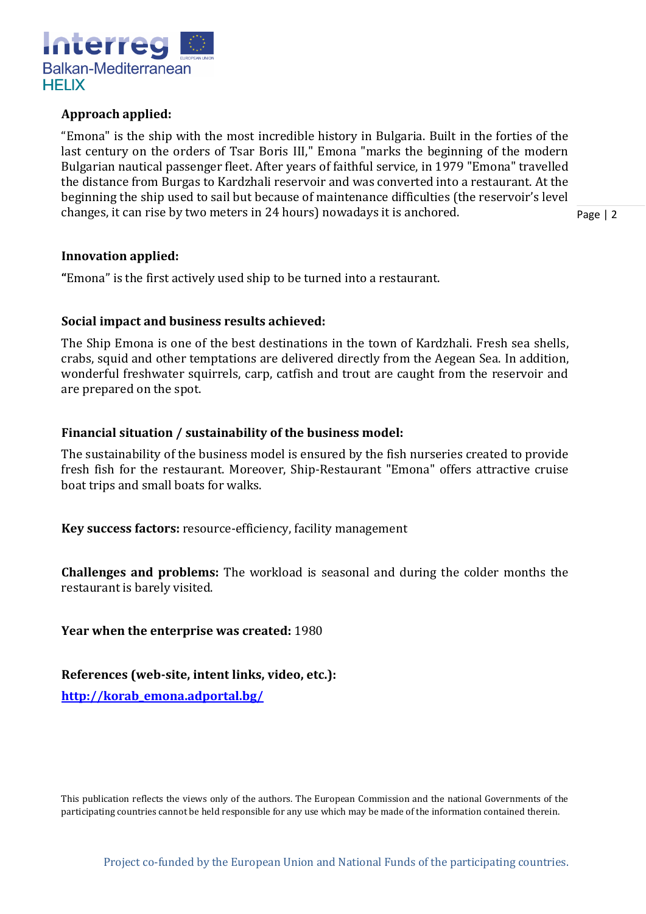**Approach applied:**

“Emona" is the ship with the most incredible history in Bulgaria. Built in the forties of the last century on the orders of Tsar Boris III," Emona "marks the beginning of the modern Bulgarian nautical passenger fleet. After years of faithful service, in 1979 "Emona" travelled the distance from Burgas to Kardzhali reservoir and was converted into a restaurant. At the beginning the ship used to sail but because of maintenance difficulties (the reservoir’s level changes, it can rise by two meters in 24 hours) nowadays it is anchored.

**Innovation applied:**

**“**Emona” is the first actively used ship to be turned into a restaurant.

**Social impact and business results achieved:**

The Ship Emona is one of the best destinations in the town of Kardzhali. Fresh sea shells, crabs, squid and other temptations are delivered directly from the Aegean Sea. In addition, wonderful freshwater squirrels, carp, catfish and trout are caught from the reservoir and are prepared on the spot.

**Financial situation / sustainability of the business model:**

The sustainability of the business model is ensured by the fish nurseries created to provide fresh fish for the restaurant. Moreover, Ship-Restaurant "Emona" offers attractive cruise boat trips and small boats for walks.

**Key success factors:** resource-efficiency, facility management

**Challenges and problems:** The workload is seasonal and during the colder months the restaurant is barely visited.

**Year when the enterprise was created:** 1980

**References (web-site, intent links, video, etc.):**

[http://korab_emona.adportal.bg/](http://korab_emona.adportal.bg/)

This publication reflects the views only of the authors. The European Commission and the national Governments of the participating countries cannot be held responsible for any use which may be made of the information contained therein.

Project co-funded by the European Union and National Funds of the participating countries.